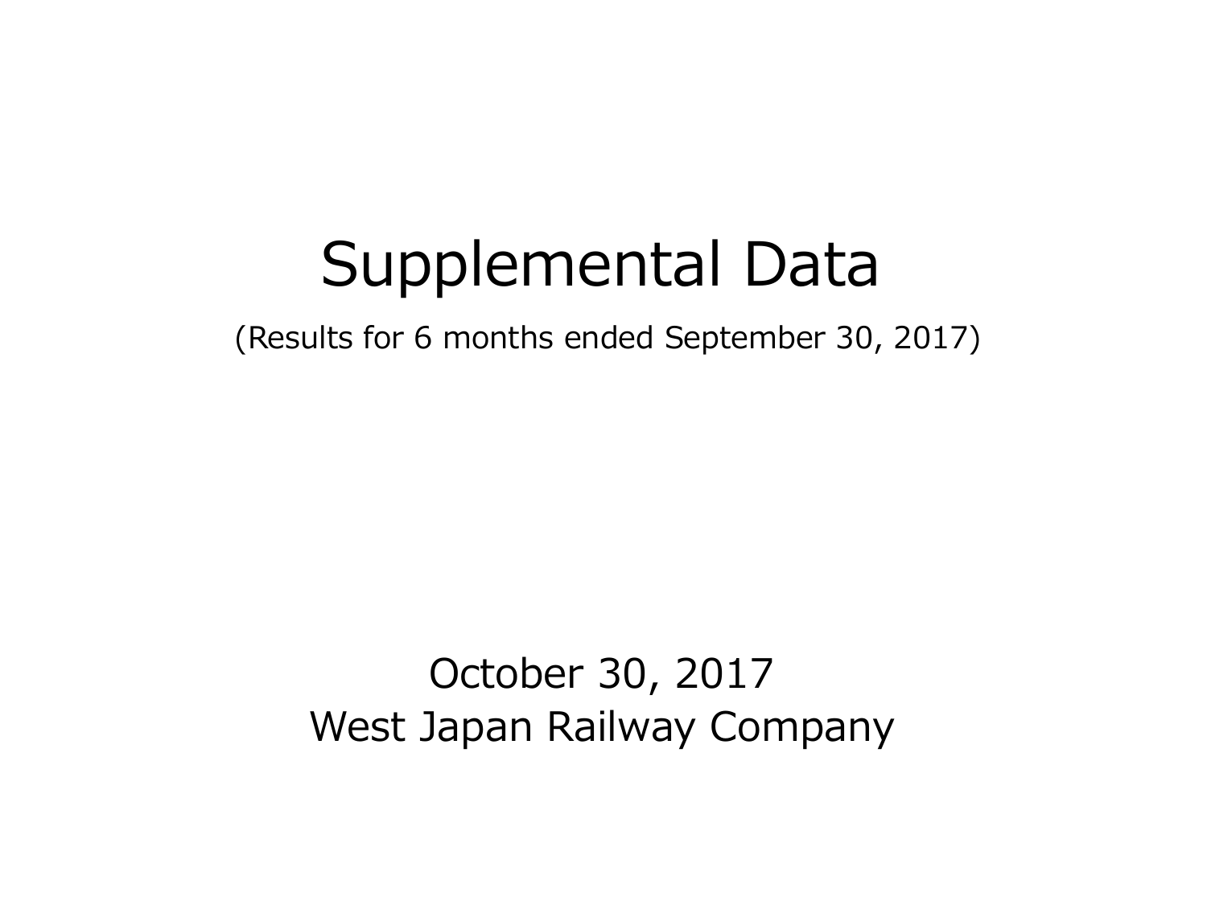# Supplemental Data

(Results for 6 months ended September 30, 2017)

October 30, 2017

West Japan Railway Company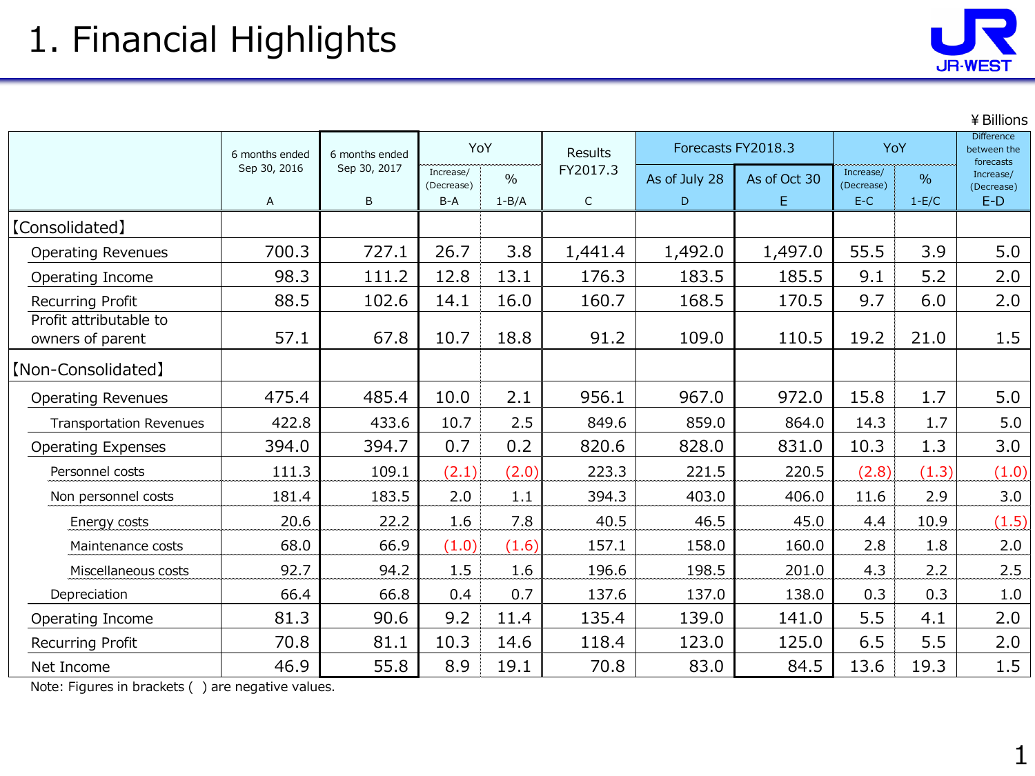# 1. Financial Highlights

¥ Billions

| | 6 months ended Sep 30, 2016 | 6 months ended Sep 30, 2017 | YoY | | Results FY2017.3 | Forecasts FY2018.3 | | YoY | | Difference between the forecasts |
|---|---|---|---|---|---|---|---|---|---|---|
| | | | Increase/ (Decrease) | % | | As of July 28 | As of Oct 30 | Increase/ (Decrease) | % | Increase/ (Decrease) |
| | A | B | B-A | 1-B/A | C | D | E | E-C | 1-E/C | E-D |
| 【Consolidated】 | | | | | | | | | | |
| Operating Revenues | 700.3 | 727.1 | 26.7 | 3.8 | 1,441.4 | 1,492.0 | 1,497.0 | 55.5 | 3.9 | 5.0 |
| Operating Income | 98.3 | 111.2 | 12.8 | 13.1 | 176.3 | 183.5 | 185.5 | 9.1 | 5.2 | 2.0 |
| Recurring Profit | 88.5 | 102.6 | 14.1 | 16.0 | 160.7 | 168.5 | 170.5 | 9.7 | 6.0 | 2.0 |
| Profit attributable to owners of parent | 57.1 | 67.8 | 10.7 | 18.8 | 91.2 | 109.0 | 110.5 | 19.2 | 21.0 | 1.5 |
| 【Non-Consolidated】 | | | | | | | | | | |
| Operating Revenues | 475.4 | 485.4 | 10.0 | 2.1 | 956.1 | 967.0 | 972.0 | 15.8 | 1.7 | 5.0 |
| Transportation Revenues | 422.8 | 433.6 | 10.7 | 2.5 | 849.6 | 859.0 | 864.0 | 14.3 | 1.7 | 5.0 |
| Operating Expenses | 394.0 | 394.7 | 0.7 | 0.2 | 820.6 | 828.0 | 831.0 | 10.3 | 1.3 | 3.0 |
| Personnel costs | 111.3 | 109.1 | (2.1) | (2.0) | 223.3 | 221.5 | 220.5 | (2.8) | (1.3) | (1.0) |
| Non personnel costs | 181.4 | 183.5 | 2.0 | 1.1 | 394.3 | 403.0 | 406.0 | 11.6 | 2.9 | 3.0 |
| Energy costs | 20.6 | 22.2 | 1.6 | 7.8 | 40.5 | 46.5 | 45.0 | 4.4 | 10.9 | (1.5) |
| Maintenance costs | 68.0 | 66.9 | (1.0) | (1.6) | 157.1 | 158.0 | 160.0 | 2.8 | 1.8 | 2.0 |
| Miscellaneous costs | 92.7 | 94.2 | 1.5 | 1.6 | 196.6 | 198.5 | 201.0 | 4.3 | 2.2 | 2.5 |
| Depreciation | 66.4 | 66.8 | 0.4 | 0.7 | 137.6 | 137.0 | 138.0 | 0.3 | 0.3 | 1.0 |
| Operating Income | 81.3 | 90.6 | 9.2 | 11.4 | 135.4 | 139.0 | 141.0 | 5.5 | 4.1 | 2.0 |
| Recurring Profit | 70.8 | 81.1 | 10.3 | 14.6 | 118.4 | 123.0 | 125.0 | 6.5 | 5.5 | 2.0 |
| Net Income | 46.9 | 55.8 | 8.9 | 19.1 | 70.8 | 83.0 | 84.5 | 13.6 | 19.3 | 1.5 |

Note: Figures in brackets ( ) are negative values.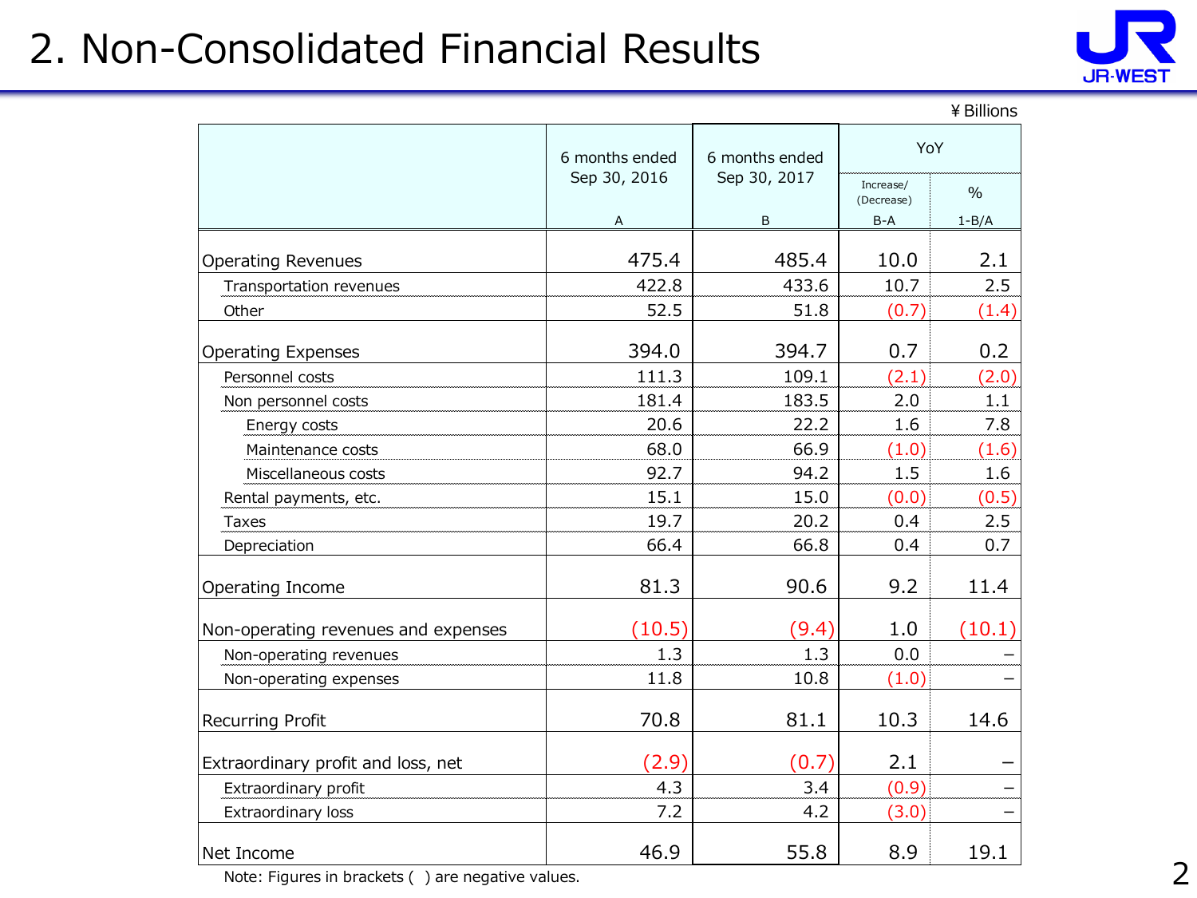# 2. Non-Consolidated Financial Results

¥ Billions

| | 6 months ended Sep 30, 2016<br>A | 6 months ended Sep 30, 2017<br>B | YoY<br>Increase/(Decrease)<br>B-A | YoY<br>%<br>1-B/A |
|---|---|---|---|---|
| Operating Revenues | 475.4 | 485.4 | 10.0 | 2.1 |
| Transportation revenues | 422.8 | 433.6 | 10.7 | 2.5 |
| Other | 52.5 | 51.8 | (0.7) | (1.4) |
| Operating Expenses | 394.0 | 394.7 | 0.7 | 0.2 |
| Personnel costs | 111.3 | 109.1 | (2.1) | (2.0) |
| Non personnel costs | 181.4 | 183.5 | 2.0 | 1.1 |
| Energy costs | 20.6 | 22.2 | 1.6 | 7.8 |
| Maintenance costs | 68.0 | 66.9 | (1.0) | (1.6) |
| Miscellaneous costs | 92.7 | 94.2 | 1.5 | 1.6 |
| Rental payments, etc. | 15.1 | 15.0 | (0.0) | (0.5) |
| Taxes | 19.7 | 20.2 | 0.4 | 2.5 |
| Depreciation | 66.4 | 66.8 | 0.4 | 0.7 |
| Operating Income | 81.3 | 90.6 | 9.2 | 11.4 |
| Non-operating revenues and expenses | (10.5) | (9.4) | 1.0 | (10.1) |
| Non-operating revenues | 1.3 | 1.3 | 0.0 | – |
| Non-operating expenses | 11.8 | 10.8 | (1.0) | – |
| Recurring Profit | 70.8 | 81.1 | 10.3 | 14.6 |
| Extraordinary profit and loss, net | (2.9) | (0.7) | 2.1 | – |
| Extraordinary profit | 4.3 | 3.4 | (0.9) | – |
| Extraordinary loss | 7.2 | 4.2 | (3.0) | – |
| Net Income | 46.9 | 55.8 | 8.9 | 19.1 |

Note: Figures in brackets ( ) are negative values.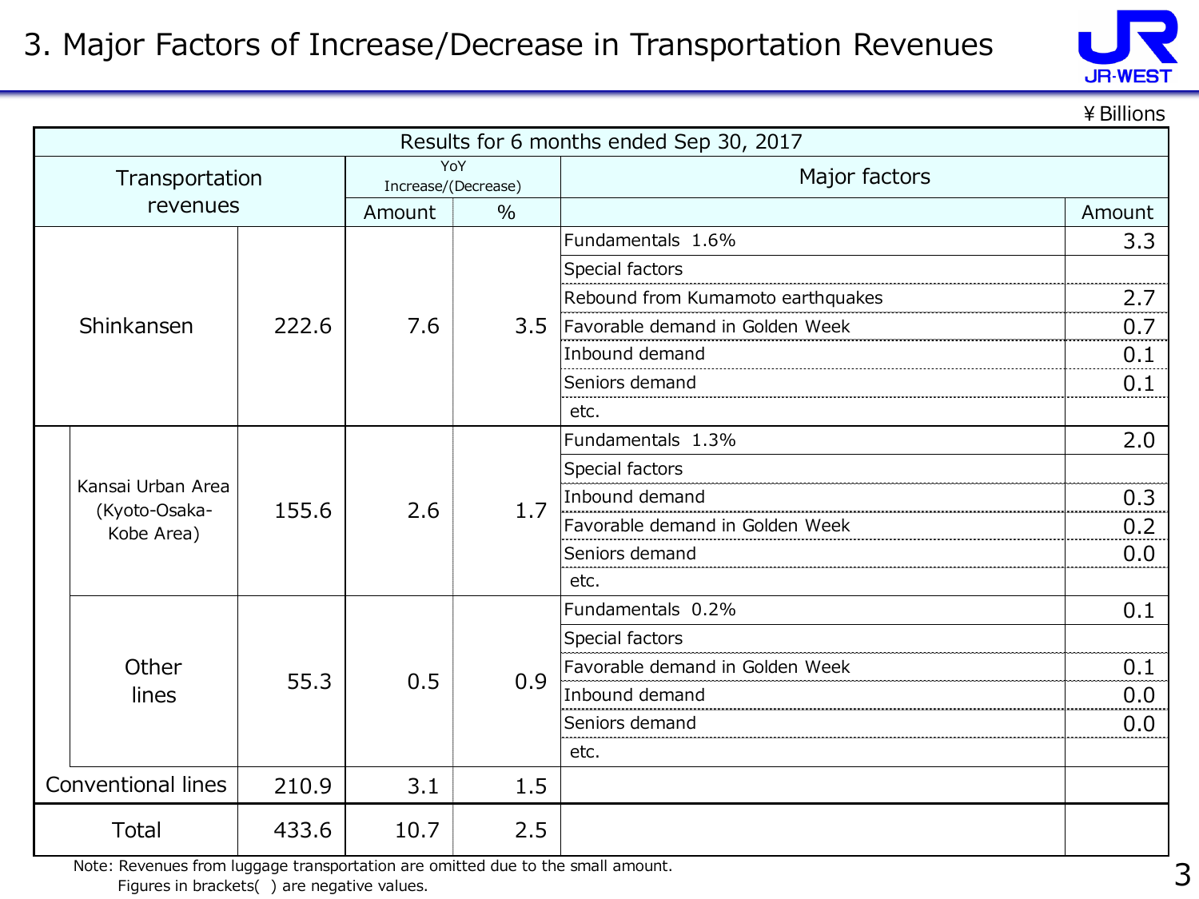# 3. Major Factors of Increase/Decrease in Transportation Revenues

¥Billions

| Results for 6 months ended Sep 30, 2017 | | | | | | |
|---|---|---|---|---|---|---|
| Transportation revenues | | | YoY Increase/(Decrease) | | Major factors | |
| | | | Amount | % | | Amount |
| Shinkansen | | 222.6 | 7.6 | 3.5 | Fundamentals 1.6% | 3.3 |
| | | | | | Special factors | |
| | | | | | Rebound from Kumamoto earthquakes | 2.7 |
| | | | | | Favorable demand in Golden Week | 0.7 |
| | | | | | Inbound demand | 0.1 |
| | | | | | Seniors demand | 0.1 |
| | | | | | etc. | |
| | Kansai Urban Area (Kyoto-Osaka-Kobe Area) | 155.6 | 2.6 | 1.7 | Fundamentals 1.3% | 2.0 |
| | | | | | Special factors | |
| | | | | | Inbound demand | 0.3 |
| | | | | | Favorable demand in Golden Week | 0.2 |
| | | | | | Seniors demand | 0.0 |
| | | | | | etc. | |
| | Other lines | 55.3 | 0.5 | 0.9 | Fundamentals 0.2% | 0.1 |
| | | | | | Special factors | |
| | | | | | Favorable demand in Golden Week | 0.1 |
| | | | | | Inbound demand | 0.0 |
| | | | | | Seniors demand | 0.0 |
| | | | | | etc. | |
| Conventional lines | | 210.9 | 3.1 | 1.5 | | |
| Total | | 433.6 | 10.7 | 2.5 | | |

Note: Revenues from luggage transportation are omitted due to the small amount.
Figures in brackets( ) are negative values.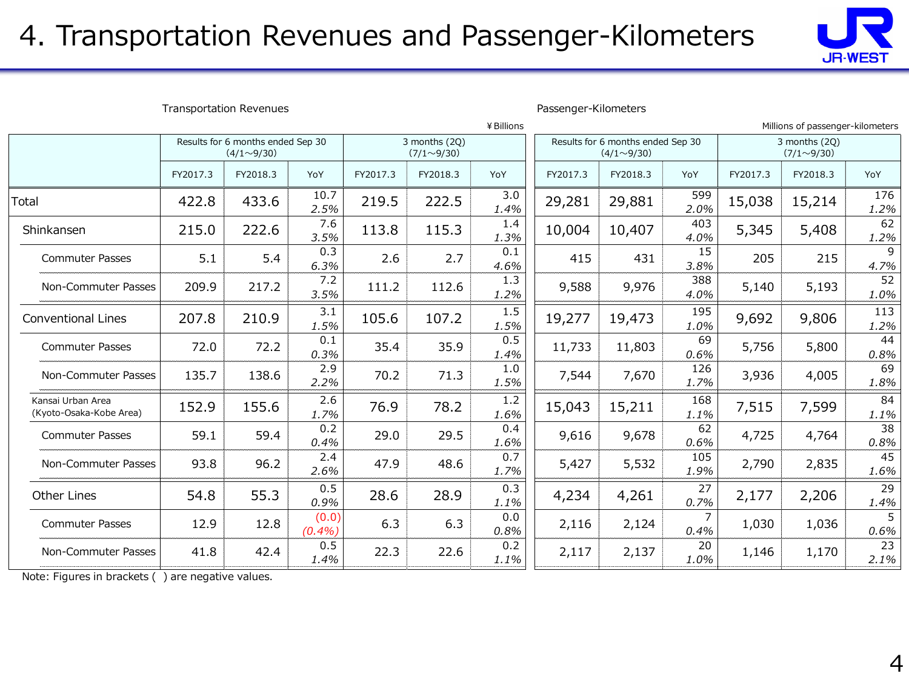# 4. Transportation Revenues and Passenger-Kilometers

Transportation Revenues

¥Billions

| | Results for 6 months ended Sep 30 (4/1～9/30) | | | 3 months (2Q) (7/1～9/30) | | |
|---|---|---|---|---|---|---|
| | FY2017.3 | FY2018.3 | YoY | FY2017.3 | FY2018.3 | YoY |
| Total | 422.8 | 433.6 | 10.7 / 2.5% | 219.5 | 222.5 | 3.0 / 1.4% |
| Shinkansen | 215.0 | 222.6 | 7.6 / 3.5% | 113.8 | 115.3 | 1.4 / 1.3% |
| Commuter Passes | 5.1 | 5.4 | 0.3 / 6.3% | 2.6 | 2.7 | 0.1 / 4.6% |
| Non-Commuter Passes | 209.9 | 217.2 | 7.2 / 3.5% | 111.2 | 112.6 | 1.3 / 1.2% |
| Conventional Lines | 207.8 | 210.9 | 3.1 / 1.5% | 105.6 | 107.2 | 1.5 / 1.5% |
| Commuter Passes | 72.0 | 72.2 | 0.1 / 0.3% | 35.4 | 35.9 | 0.5 / 1.4% |
| Non-Commuter Passes | 135.7 | 138.6 | 2.9 / 2.2% | 70.2 | 71.3 | 1.0 / 1.5% |
| Kansai Urban Area (Kyoto-Osaka-Kobe Area) | 152.9 | 155.6 | 2.6 / 1.7% | 76.9 | 78.2 | 1.2 / 1.6% |
| Commuter Passes | 59.1 | 59.4 | 0.2 / 0.4% | 29.0 | 29.5 | 0.4 / 1.6% |
| Non-Commuter Passes | 93.8 | 96.2 | 2.4 / 2.6% | 47.9 | 48.6 | 0.7 / 1.7% |
| Other Lines | 54.8 | 55.3 | 0.5 / 0.9% | 28.6 | 28.9 | 0.3 / 1.1% |
| Commuter Passes | 12.9 | 12.8 | (0.0) / (0.4%) | 6.3 | 6.3 | 0.0 / 0.8% |
| Non-Commuter Passes | 41.8 | 42.4 | 0.5 / 1.4% | 22.3 | 22.6 | 0.2 / 1.1% |

Passenger-Kilometers

Millions of passenger-kilometers

| | Results for 6 months ended Sep 30 (4/1～9/30) | | | 3 months (2Q) (7/1～9/30) | | |
|---|---|---|---|---|---|---|
| | FY2017.3 | FY2018.3 | YoY | FY2017.3 | FY2018.3 | YoY |
| Total | 29,281 | 29,881 | 599 / 2.0% | 15,038 | 15,214 | 176 / 1.2% |
| Shinkansen | 10,004 | 10,407 | 403 / 4.0% | 5,345 | 5,408 | 62 / 1.2% |
| Commuter Passes | 415 | 431 | 15 / 3.8% | 205 | 215 | 9 / 4.7% |
| Non-Commuter Passes | 9,588 | 9,976 | 388 / 4.0% | 5,140 | 5,193 | 52 / 1.0% |
| Conventional Lines | 19,277 | 19,473 | 195 / 1.0% | 9,692 | 9,806 | 113 / 1.2% |
| Commuter Passes | 11,733 | 11,803 | 69 / 0.6% | 5,756 | 5,800 | 44 / 0.8% |
| Non-Commuter Passes | 7,544 | 7,670 | 126 / 1.7% | 3,936 | 4,005 | 69 / 1.8% |
| Kansai Urban Area (Kyoto-Osaka-Kobe Area) | 15,043 | 15,211 | 168 / 1.1% | 7,515 | 7,599 | 84 / 1.1% |
| Commuter Passes | 9,616 | 9,678 | 62 / 0.6% | 4,725 | 4,764 | 38 / 0.8% |
| Non-Commuter Passes | 5,427 | 5,532 | 105 / 1.9% | 2,790 | 2,835 | 45 / 1.6% |
| Other Lines | 4,234 | 4,261 | 27 / 0.7% | 2,177 | 2,206 | 29 / 1.4% |
| Commuter Passes | 2,116 | 2,124 | 7 / 0.4% | 1,030 | 1,036 | 5 / 0.6% |
| Non-Commuter Passes | 2,117 | 2,137 | 20 / 1.0% | 1,146 | 1,170 | 23 / 2.1% |

Note: Figures in brackets ( ) are negative values.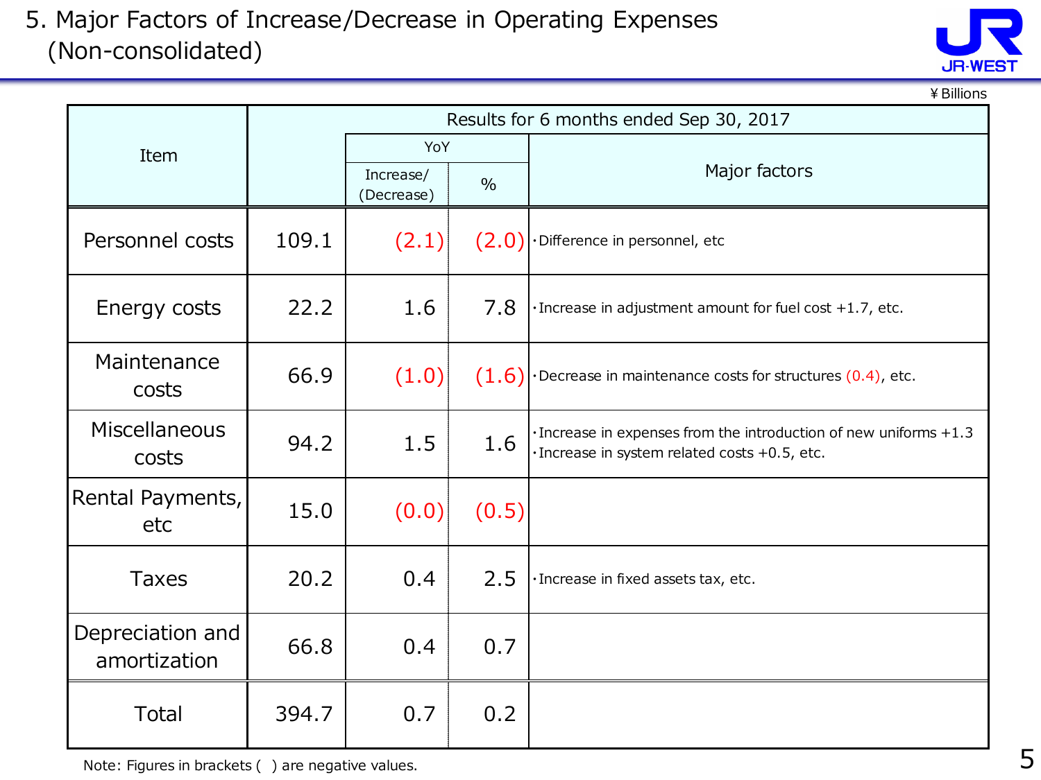# 5. Major Factors of Increase/Decrease in Operating Expenses (Non-consolidated)

¥Billions

| Item | Results for 6 months ended Sep 30, 2017 | | | |
|---|---|---|---|---|
| | | YoY | | Major factors |
| | | Increase/ (Decrease) | % | |
| Personnel costs | 109.1 | (2.1) | (2.0) | ・Difference in personnel, etc |
| Energy costs | 22.2 | 1.6 | 7.8 | ・Increase in adjustment amount for fuel cost +1.7, etc. |
| Maintenance costs | 66.9 | (1.0) | (1.6) | ・Decrease in maintenance costs for structures (0.4), etc. |
| Miscellaneous costs | 94.2 | 1.5 | 1.6 | ・Increase in expenses from the introduction of new uniforms +1.3<br>・Increase in system related costs +0.5, etc. |
| Rental Payments, etc | 15.0 | (0.0) | (0.5) | |
| Taxes | 20.2 | 0.4 | 2.5 | ・Increase in fixed assets tax, etc. |
| Depreciation and amortization | 66.8 | 0.4 | 0.7 | |
| Total | 394.7 | 0.7 | 0.2 | |

Note: Figures in brackets ( ) are negative values.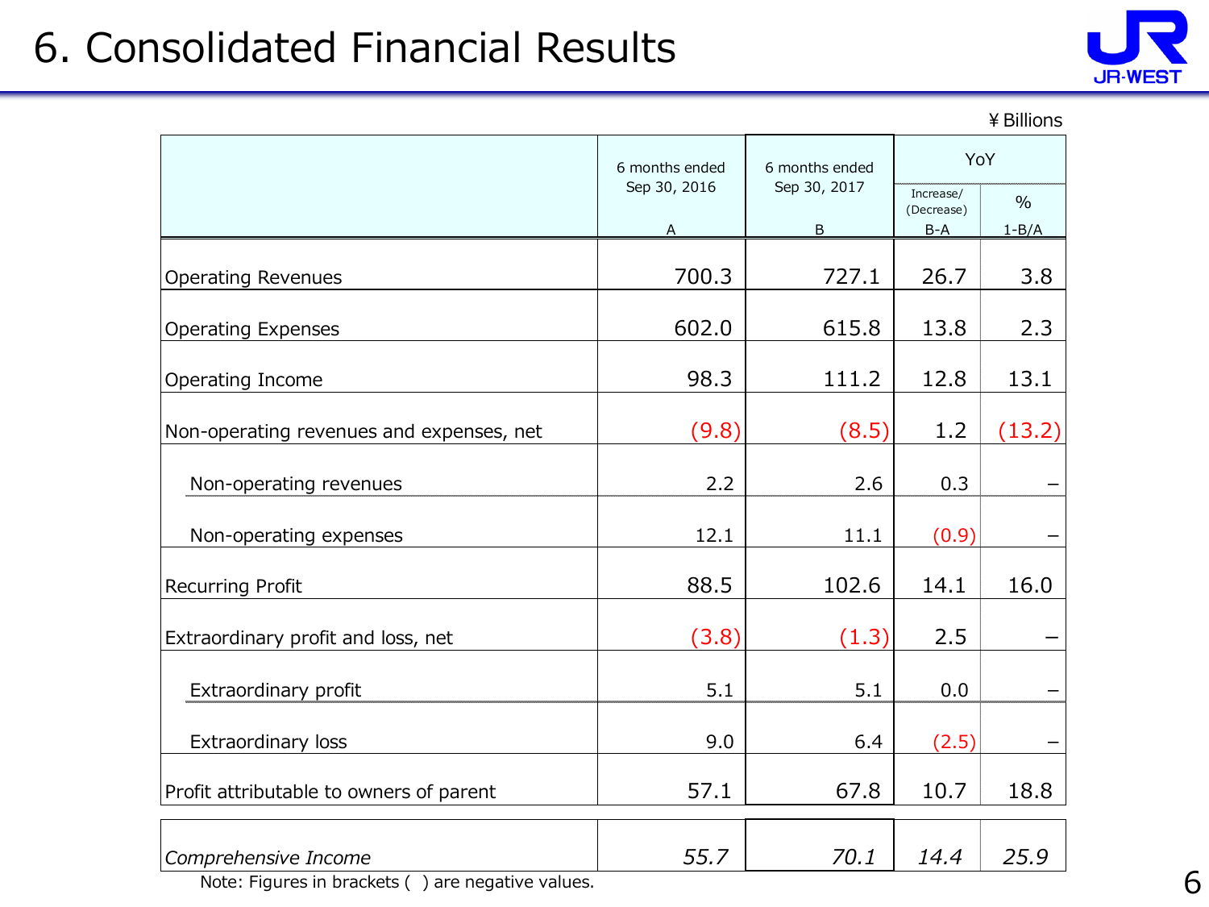# 6. Consolidated Financial Results

¥ Billions

| | 6 months ended Sep 30, 2016 | 6 months ended Sep 30, 2017 | YoY | |
|---|---|---|---|---|
| | A | B | Increase/ (Decrease) B-A | % 1-B/A |
| Operating Revenues | 700.3 | 727.1 | 26.7 | 3.8 |
| Operating Expenses | 602.0 | 615.8 | 13.8 | 2.3 |
| Operating Income | 98.3 | 111.2 | 12.8 | 13.1 |
| Non-operating revenues and expenses, net | (9.8) | (8.5) | 1.2 | (13.2) |
| Non-operating revenues | 2.2 | 2.6 | 0.3 | – |
| Non-operating expenses | 12.1 | 11.1 | (0.9) | – |
| Recurring Profit | 88.5 | 102.6 | 14.1 | 16.0 |
| Extraordinary profit and loss, net | (3.8) | (1.3) | 2.5 | – |
| Extraordinary profit | 5.1 | 5.1 | 0.0 | – |
| Extraordinary loss | 9.0 | 6.4 | (2.5) | – |
| Profit attributable to owners of parent | 57.1 | 67.8 | 10.7 | 18.8 |
| *Comprehensive Income* | *55.7* | *70.1* | *14.4* | *25.9* |

Note: Figures in brackets ( ) are negative values.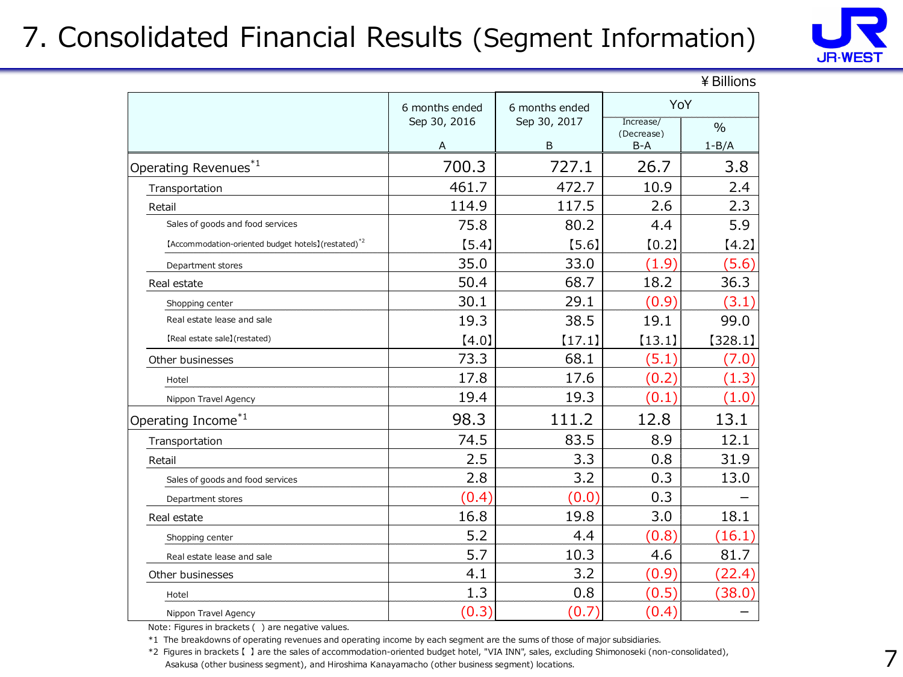# 7. Consolidated Financial Results (Segment Information)

¥Billions

| | 6 months ended Sep 30, 2016 A | 6 months ended Sep 30, 2017 B | YoY Increase/(Decrease) B-A | YoY % 1-B/A |
|---|---|---|---|---|
| Operating Revenues[*1] | 700.3 | 727.1 | 26.7 | 3.8 |
| Transportation | 461.7 | 472.7 | 10.9 | 2.4 |
| Retail | 114.9 | 117.5 | 2.6 | 2.3 |
| Sales of goods and food services | 75.8 | 80.2 | 4.4 | 5.9 |
| 【Accommodation-oriented budget hotels】(restated)[*2] | 【5.4】 | 【5.6】 | 【0.2】 | 【4.2】 |
| Department stores | 35.0 | 33.0 | (1.9) | (5.6) |
| Real estate | 50.4 | 68.7 | 18.2 | 36.3 |
| Shopping center | 30.1 | 29.1 | (0.9) | (3.1) |
| Real estate lease and sale | 19.3 | 38.5 | 19.1 | 99.0 |
| 【Real estate sale】(restated) | 【4.0】 | 【17.1】 | 【13.1】 | 【328.1】 |
| Other businesses | 73.3 | 68.1 | (5.1) | (7.0) |
| Hotel | 17.8 | 17.6 | (0.2) | (1.3) |
| Nippon Travel Agency | 19.4 | 19.3 | (0.1) | (1.0) |
| Operating Income[*1] | 98.3 | 111.2 | 12.8 | 13.1 |
| Transportation | 74.5 | 83.5 | 8.9 | 12.1 |
| Retail | 2.5 | 3.3 | 0.8 | 31.9 |
| Sales of goods and food services | 2.8 | 3.2 | 0.3 | 13.0 |
| Department stores | (0.4) | (0.0) | 0.3 | – |
| Real estate | 16.8 | 19.8 | 3.0 | 18.1 |
| Shopping center | 5.2 | 4.4 | (0.8) | (16.1) |
| Real estate lease and sale | 5.7 | 10.3 | 4.6 | 81.7 |
| Other businesses | 4.1 | 3.2 | (0.9) | (22.4) |
| Hotel | 1.3 | 0.8 | (0.5) | (38.0) |
| Nippon Travel Agency | (0.3) | (0.7) | (0.4) | – |

Note: Figures in brackets ( ) are negative values.

*1 The breakdowns of operating revenues and operating income by each segment are the sums of those of major subsidiaries.

*2 Figures in brackets 【 】 are the sales of accommodation-oriented budget hotel, "VIA INN", sales, excluding Shimonoseki (non-consolidated), Asakusa (other business segment), and Hiroshima Kanayamacho (other business segment) locations.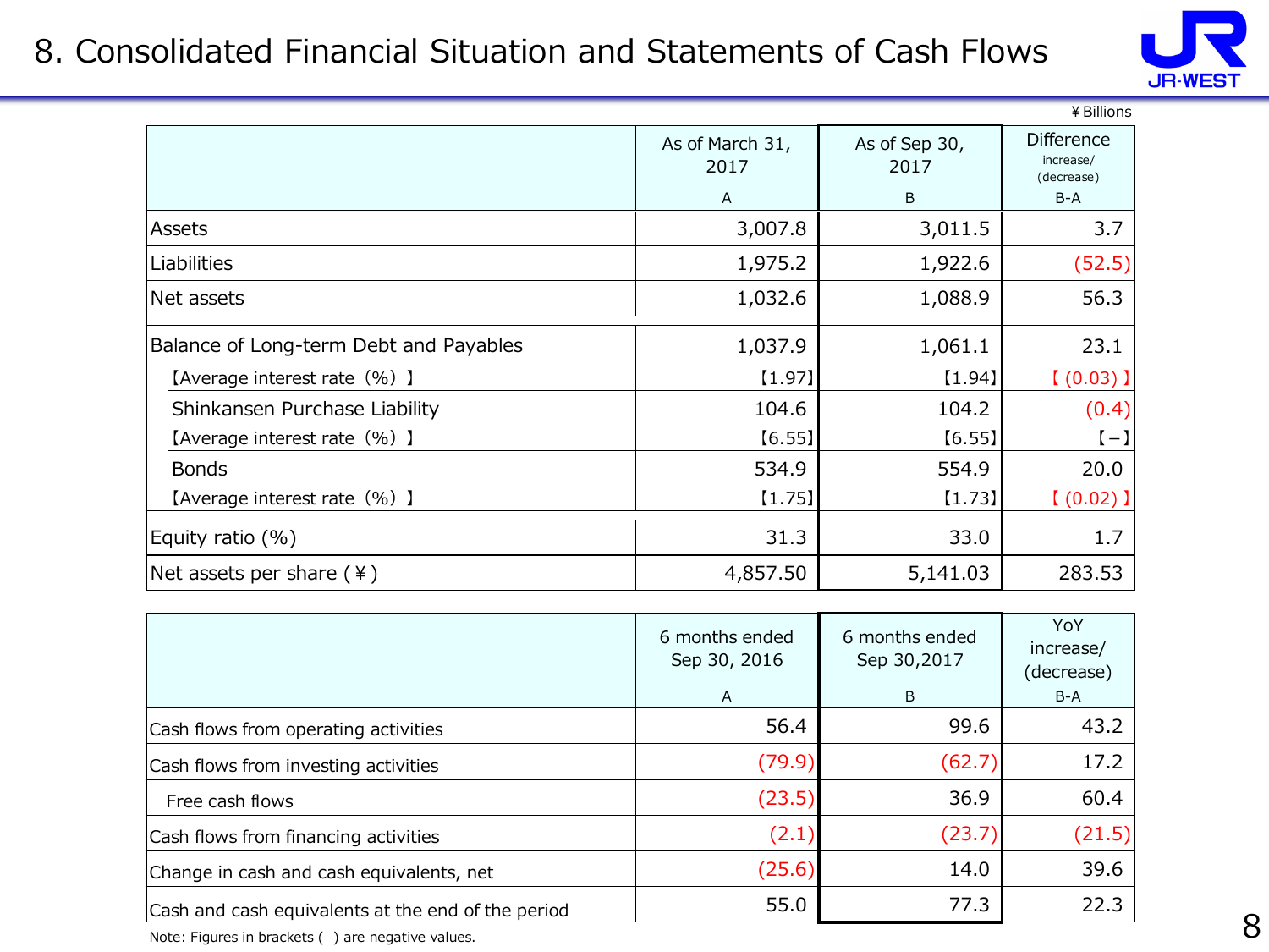# 8. Consolidated Financial Situation and Statements of Cash Flows

¥Billions

| | As of March 31, 2017<br>A | As of Sep 30, 2017<br>B | Difference increase/ (decrease)<br>B-A |
|---|---|---|---|
| Assets | 3,007.8 | 3,011.5 | 3.7 |
| Liabilities | 1,975.2 | 1,922.6 | (52.5) |
| Net assets | 1,032.6 | 1,088.9 | 56.3 |
| Balance of Long-term Debt and Payables | 1,037.9 | 1,061.1 | 23.1 |
| 【Average interest rate（%）】 | 【1.97】 | 【1.94】 | 【(0.03)】 |
| Shinkansen Purchase Liability | 104.6 | 104.2 | (0.4) |
| 【Average interest rate（%）】 | 【6.55】 | 【6.55】 | 【−】 |
| Bonds | 534.9 | 554.9 | 20.0 |
| 【Average interest rate（%）】 | 【1.75】 | 【1.73】 | 【(0.02)】 |
| Equity ratio (%) | 31.3 | 33.0 | 1.7 |
| Net assets per share (¥) | 4,857.50 | 5,141.03 | 283.53 |

| | 6 months ended Sep 30, 2016<br>A | 6 months ended Sep 30,2017<br>B | YoY increase/ (decrease)<br>B-A |
|---|---|---|---|
| Cash flows from operating activities | 56.4 | 99.6 | 43.2 |
| Cash flows from investing activities | (79.9) | (62.7) | 17.2 |
| Free cash flows | (23.5) | 36.9 | 60.4 |
| Cash flows from financing activities | (2.1) | (23.7) | (21.5) |
| Change in cash and cash equivalents, net | (25.6) | 14.0 | 39.6 |
| Cash and cash equivalents at the end of the period | 55.0 | 77.3 | 22.3 |

Note: Figures in brackets ( ) are negative values.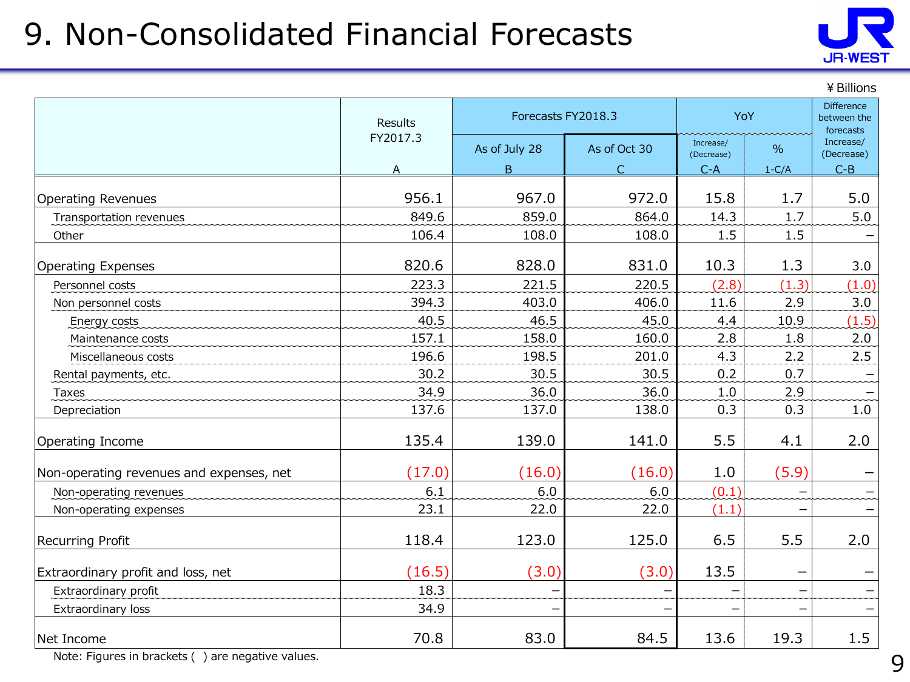# 9. Non-Consolidated Financial Forecasts

¥Billions

| | Results FY2017.3 | Forecasts FY2018.3 | | YoY | | Difference between the forecasts |
|---|---|---|---|---|---|---|
| | | As of July 28 | As of Oct 30 | Increase/ (Decrease) | % | Increase/ (Decrease) |
| | A | B | C | C-A | 1-C/A | C-B |
| Operating Revenues | 956.1 | 967.0 | 972.0 | 15.8 | 1.7 | 5.0 |
| Transportation revenues | 849.6 | 859.0 | 864.0 | 14.3 | 1.7 | 5.0 |
| Other | 106.4 | 108.0 | 108.0 | 1.5 | 1.5 | – |
| Operating Expenses | 820.6 | 828.0 | 831.0 | 10.3 | 1.3 | 3.0 |
| Personnel costs | 223.3 | 221.5 | 220.5 | (2.8) | (1.3) | (1.0) |
| Non personnel costs | 394.3 | 403.0 | 406.0 | 11.6 | 2.9 | 3.0 |
| Energy costs | 40.5 | 46.5 | 45.0 | 4.4 | 10.9 | (1.5) |
| Maintenance costs | 157.1 | 158.0 | 160.0 | 2.8 | 1.8 | 2.0 |
| Miscellaneous costs | 196.6 | 198.5 | 201.0 | 4.3 | 2.2 | 2.5 |
| Rental payments, etc. | 30.2 | 30.5 | 30.5 | 0.2 | 0.7 | – |
| Taxes | 34.9 | 36.0 | 36.0 | 1.0 | 2.9 | – |
| Depreciation | 137.6 | 137.0 | 138.0 | 0.3 | 0.3 | 1.0 |
| Operating Income | 135.4 | 139.0 | 141.0 | 5.5 | 4.1 | 2.0 |
| Non-operating revenues and expenses, net | (17.0) | (16.0) | (16.0) | 1.0 | (5.9) | – |
| Non-operating revenues | 6.1 | 6.0 | 6.0 | (0.1) | – | – |
| Non-operating expenses | 23.1 | 22.0 | 22.0 | (1.1) | – | – |
| Recurring Profit | 118.4 | 123.0 | 125.0 | 6.5 | 5.5 | 2.0 |
| Extraordinary profit and loss, net | (16.5) | (3.0) | (3.0) | 13.5 | – | – |
| Extraordinary profit | 18.3 | – | – | – | – | – |
| Extraordinary loss | 34.9 | – | – | – | – | – |
| Net Income | 70.8 | 83.0 | 84.5 | 13.6 | 19.3 | 1.5 |

Note: Figures in brackets ( ) are negative values.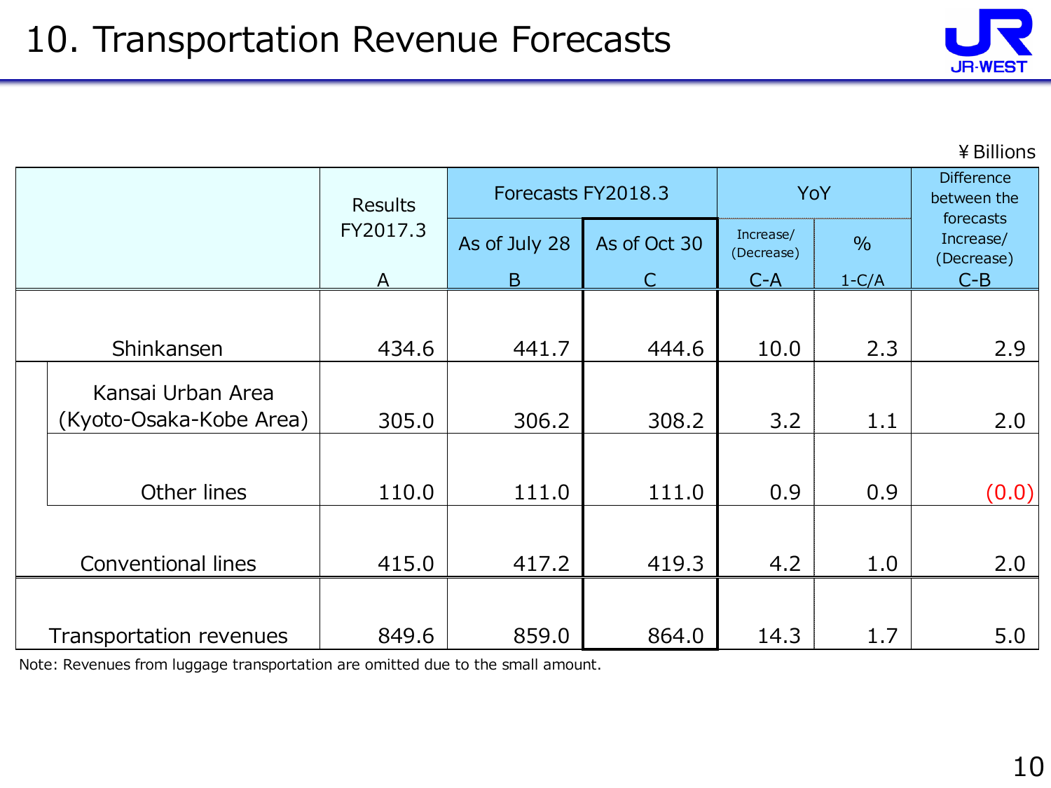# 10. Transportation Revenue Forecasts

¥Billions

| | | Results FY2017.3 | Forecasts FY2018.3 | | YoY | | Difference between the forecasts |
|---|---|---|---|---|---|---|---|
| | | | As of July 28 | As of Oct 30 | Increase/ (Decrease) | % | Increase/ (Decrease) |
| | | A | B | C | C-A | 1-C/A | C-B |
| Shinkansen | | 434.6 | 441.7 | 444.6 | 10.0 | 2.3 | 2.9 |
| | Kansai Urban Area (Kyoto-Osaka-Kobe Area) | 305.0 | 306.2 | 308.2 | 3.2 | 1.1 | 2.0 |
| | Other lines | 110.0 | 111.0 | 111.0 | 0.9 | 0.9 | (0.0) |
| Conventional lines | | 415.0 | 417.2 | 419.3 | 4.2 | 1.0 | 2.0 |
| Transportation revenues | | 849.6 | 859.0 | 864.0 | 14.3 | 1.7 | 5.0 |

Note: Revenues from luggage transportation are omitted due to the small amount.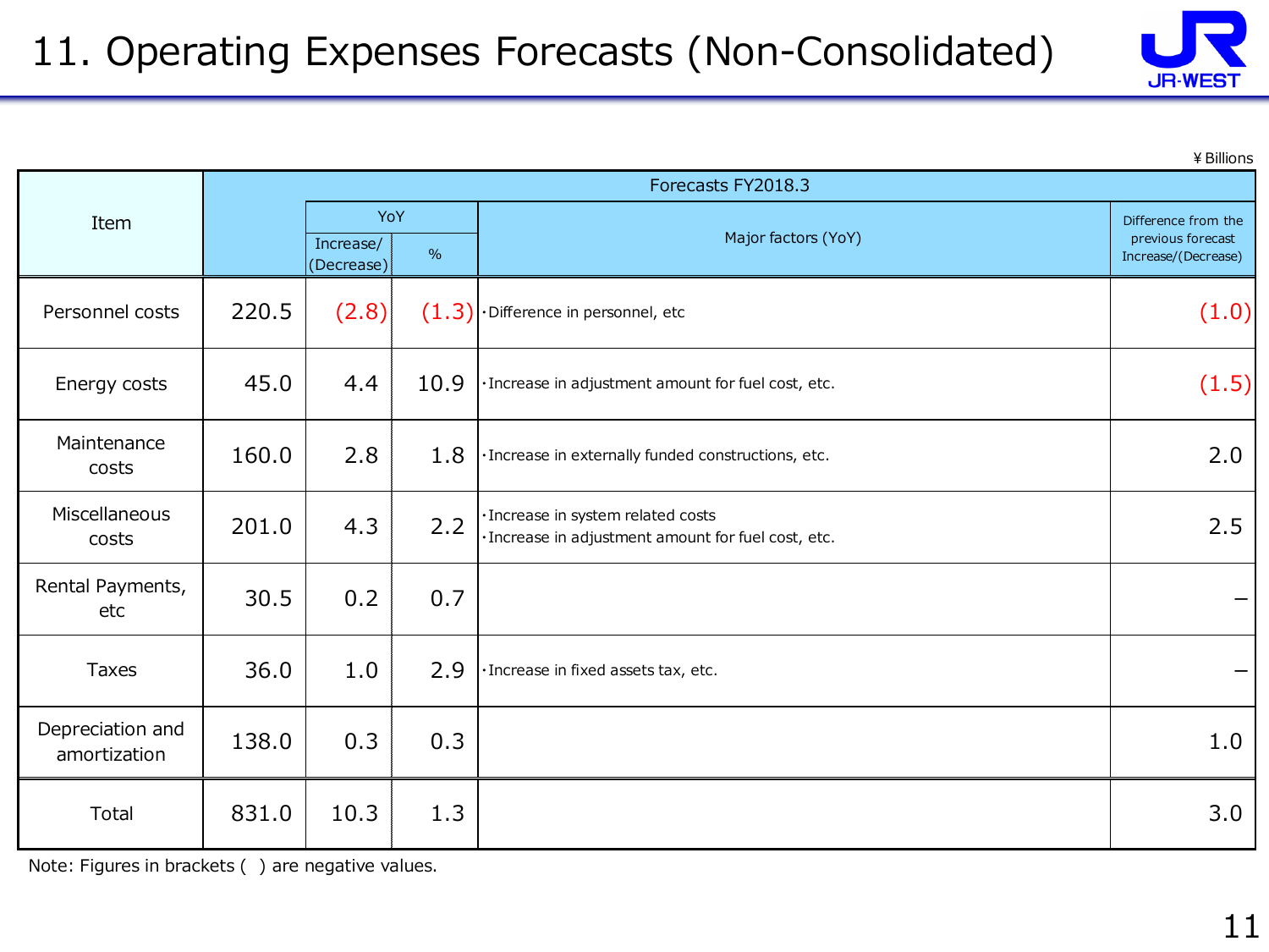# 11. Operating Expenses Forecasts (Non-Consolidated)

¥ Billions

| Item | Forecasts FY2018.3 | | | | |
|---|---|---|---|---|---|
| | | YoY | | Major factors (YoY) | Difference from the previous forecast Increase/(Decrease) |
| | | Increase/(Decrease) | % | | |
| Personnel costs | 220.5 | (2.8) | (1.3) | ・Difference in personnel, etc | (1.0) |
| Energy costs | 45.0 | 4.4 | 10.9 | ・Increase in adjustment amount for fuel cost, etc. | (1.5) |
| Maintenance costs | 160.0 | 2.8 | 1.8 | ・Increase in externally funded constructions, etc. | 2.0 |
| Miscellaneous costs | 201.0 | 4.3 | 2.2 | ・Increase in system related costs<br>・Increase in adjustment amount for fuel cost, etc. | 2.5 |
| Rental Payments, etc | 30.5 | 0.2 | 0.7 | | – |
| Taxes | 36.0 | 1.0 | 2.9 | ・Increase in fixed assets tax, etc. | – |
| Depreciation and amortization | 138.0 | 0.3 | 0.3 | | 1.0 |
| Total | 831.0 | 10.3 | 1.3 | | 3.0 |

Note: Figures in brackets ( ) are negative values.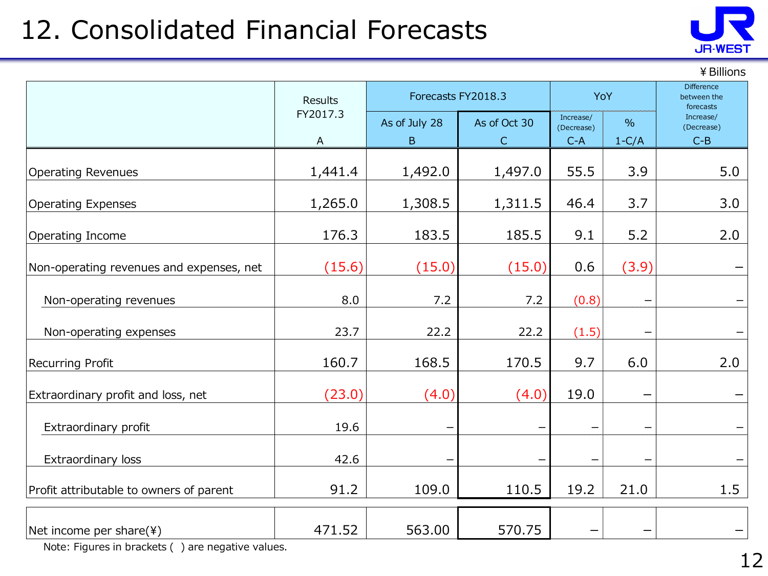# 12. Consolidated Financial Forecasts

¥Billions

| | Results FY2017.3 | Forecasts FY2018.3 | | YoY | | Difference between the forecasts |
|---|---|---|---|---|---|---|
| | | As of July 28 | As of Oct 30 | Increase/ (Decrease) | % | Increase/ (Decrease) |
| | A | B | C | C-A | 1-C/A | C-B |
| Operating Revenues | 1,441.4 | 1,492.0 | 1,497.0 | 55.5 | 3.9 | 5.0 |
| Operating Expenses | 1,265.0 | 1,308.5 | 1,311.5 | 46.4 | 3.7 | 3.0 |
| Operating Income | 176.3 | 183.5 | 185.5 | 9.1 | 5.2 | 2.0 |
| Non-operating revenues and expenses, net | (15.6) | (15.0) | (15.0) | 0.6 | (3.9) | – |
| Non-operating revenues | 8.0 | 7.2 | 7.2 | (0.8) | – | – |
| Non-operating expenses | 23.7 | 22.2 | 22.2 | (1.5) | – | – |
| Recurring Profit | 160.7 | 168.5 | 170.5 | 9.7 | 6.0 | 2.0 |
| Extraordinary profit and loss, net | (23.0) | (4.0) | (4.0) | 19.0 | – | – |
| Extraordinary profit | 19.6 | – | – | – | – | – |
| Extraordinary loss | 42.6 | – | – | – | – | – |
| Profit attributable to owners of parent | 91.2 | 109.0 | 110.5 | 19.2 | 21.0 | 1.5 |
| Net income per share(¥) | 471.52 | 563.00 | 570.75 | – | – | – |

Note: Figures in brackets ( ) are negative values.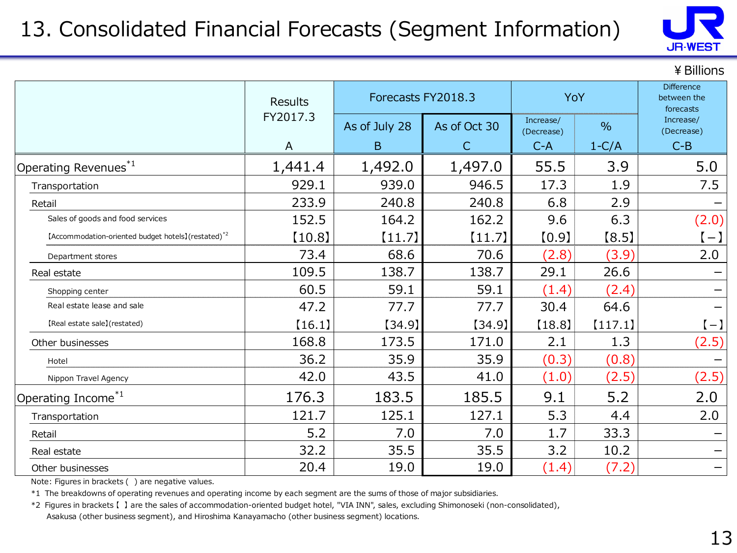# 13. Consolidated Financial Forecasts (Segment Information)

¥ Billions

| | Results FY2017.3 | Forecasts FY2018.3 | | YoY | | Difference between the forecasts |
|---|---|---|---|---|---|---|
| | | As of July 28 | As of Oct 30 | Increase/ (Decrease) | % | Increase/ (Decrease) |
| | A | B | C | C-A | 1-C/A | C-B |
| Operating Revenues*1 | 1,441.4 | 1,492.0 | 1,497.0 | 55.5 | 3.9 | 5.0 |
| Transportation | 929.1 | 939.0 | 946.5 | 17.3 | 1.9 | 7.5 |
| Retail | 233.9 | 240.8 | 240.8 | 6.8 | 2.9 | – |
| Sales of goods and food services | 152.5 | 164.2 | 162.2 | 9.6 | 6.3 | (2.0) |
| 【Accommodation-oriented budget hotels】(restated)*2 | 【10.8】 | 【11.7】 | 【11.7】 | 【0.9】 | 【8.5】 | 【–】 |
| Department stores | 73.4 | 68.6 | 70.6 | (2.8) | (3.9) | 2.0 |
| Real estate | 109.5 | 138.7 | 138.7 | 29.1 | 26.6 | – |
| Shopping center | 60.5 | 59.1 | 59.1 | (1.4) | (2.4) | – |
| Real estate lease and sale | 47.2 | 77.7 | 77.7 | 30.4 | 64.6 | – |
| 【Real estate sale】(restated) | 【16.1】 | 【34.9】 | 【34.9】 | 【18.8】 | 【117.1】 | 【–】 |
| Other businesses | 168.8 | 173.5 | 171.0 | 2.1 | 1.3 | (2.5) |
| Hotel | 36.2 | 35.9 | 35.9 | (0.3) | (0.8) | – |
| Nippon Travel Agency | 42.0 | 43.5 | 41.0 | (1.0) | (2.5) | (2.5) |
| Operating Income*1 | 176.3 | 183.5 | 185.5 | 9.1 | 5.2 | 2.0 |
| Transportation | 121.7 | 125.1 | 127.1 | 5.3 | 4.4 | 2.0 |
| Retail | 5.2 | 7.0 | 7.0 | 1.7 | 33.3 | – |
| Real estate | 32.2 | 35.5 | 35.5 | 3.2 | 10.2 | – |
| Other businesses | 20.4 | 19.0 | 19.0 | (1.4) | (7.2) | – |

Note: Figures in brackets ( ) are negative values.

*1 The breakdowns of operating revenues and operating income by each segment are the sums of those of major subsidiaries.

*2 Figures in brackets 【 】 are the sales of accommodation-oriented budget hotel, "VIA INN", sales, excluding Shimonoseki (non-consolidated), Asakusa (other business segment), and Hiroshima Kanayamacho (other business segment) locations.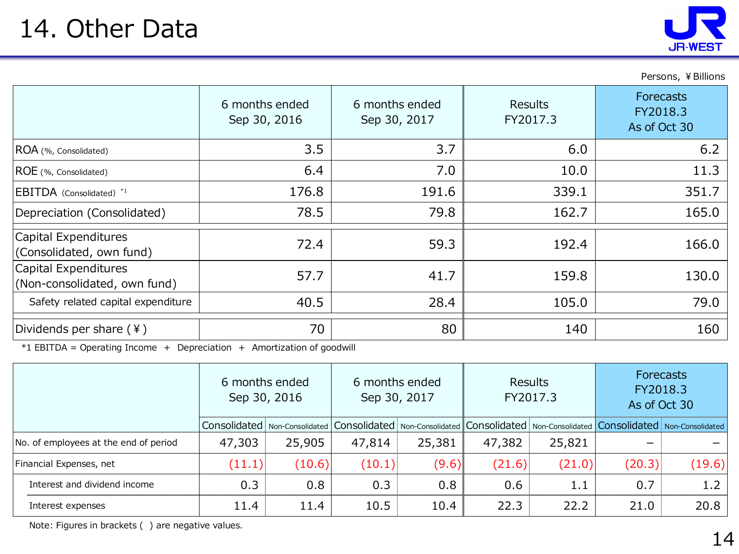# 14. Other Data

Persons, ¥Billions

| | 6 months ended Sep 30, 2016 | 6 months ended Sep 30, 2017 | Results FY2017.3 | Forecasts FY2018.3 As of Oct 30 |
|---|---|---|---|---|
| ROA (%, Consolidated) | 3.5 | 3.7 | 6.0 | 6.2 |
| ROE (%, Consolidated) | 6.4 | 7.0 | 10.0 | 11.3 |
| EBITDA (Consolidated) [*1] | 176.8 | 191.6 | 339.1 | 351.7 |
| Depreciation (Consolidated) | 78.5 | 79.8 | 162.7 | 165.0 |
| Capital Expenditures (Consolidated, own fund) | 72.4 | 59.3 | 192.4 | 166.0 |
| Capital Expenditures (Non-consolidated, own fund) | 57.7 | 41.7 | 159.8 | 130.0 |
| Safety related capital expenditure | 40.5 | 28.4 | 105.0 | 79.0 |
| Dividends per share (¥) | 70 | 80 | 140 | 160 |

*1 EBITDA = Operating Income ＋ Depreciation ＋ Amortization of goodwill

| | 6 months ended Sep 30, 2016 | | 6 months ended Sep 30, 2017 | | Results FY2017.3 | | Forecasts FY2018.3 As of Oct 30 | |
|---|---|---|---|---|---|---|---|---|
| | Consolidated | Non-Consolidated | Consolidated | Non-Consolidated | Consolidated | Non-Consolidated | Consolidated | Non-Consolidated |
| No. of employees at the end of period | 47,303 | 25,905 | 47,814 | 25,381 | 47,382 | 25,821 | – | – |
| Financial Expenses, net | (11.1) | (10.6) | (10.1) | (9.6) | (21.6) | (21.0) | (20.3) | (19.6) |
| Interest and dividend income | 0.3 | 0.8 | 0.3 | 0.8 | 0.6 | 1.1 | 0.7 | 1.2 |
| Interest expenses | 11.4 | 11.4 | 10.5 | 10.4 | 22.3 | 22.2 | 21.0 | 20.8 |

Note: Figures in brackets ( ) are negative values.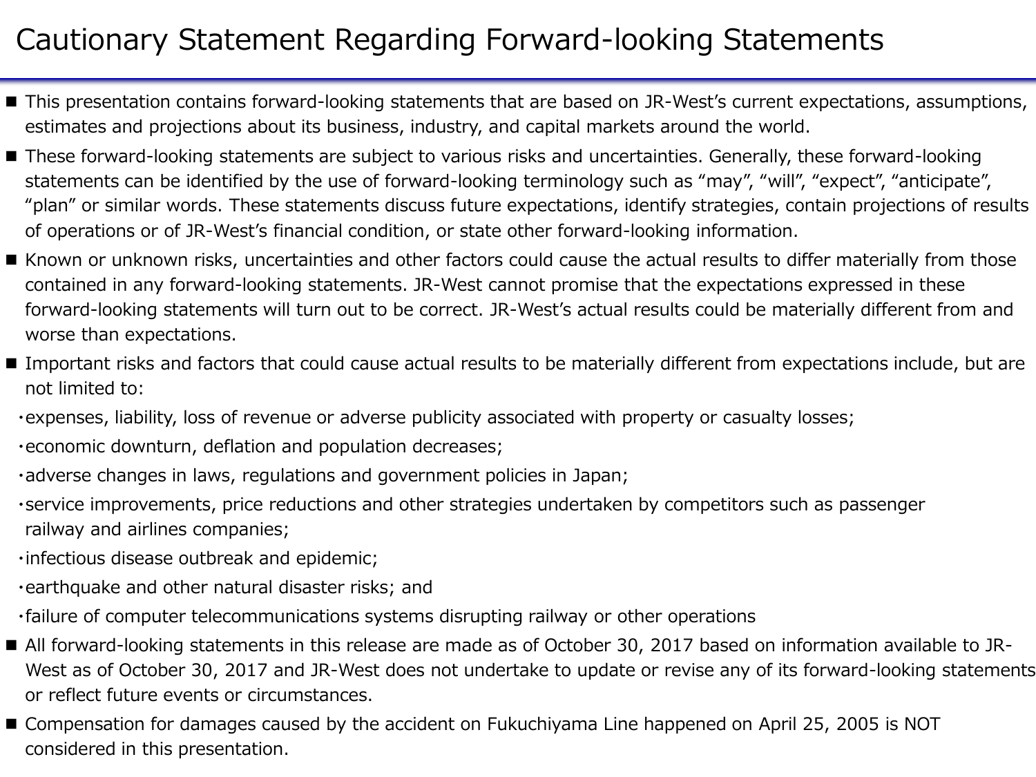# Cautionary Statement Regarding Forward-looking Statements

- This presentation contains forward-looking statements that are based on JR-West's current expectations, assumptions, estimates and projections about its business, industry, and capital markets around the world.
- These forward-looking statements are subject to various risks and uncertainties. Generally, these forward-looking statements can be identified by the use of forward-looking terminology such as "may", "will", "expect", "anticipate", "plan" or similar words. These statements discuss future expectations, identify strategies, contain projections of results of operations or of JR-West's financial condition, or state other forward-looking information.
- Known or unknown risks, uncertainties and other factors could cause the actual results to differ materially from those contained in any forward-looking statements. JR-West cannot promise that the expectations expressed in these forward-looking statements will turn out to be correct. JR-West's actual results could be materially different from and worse than expectations.
- Important risks and factors that could cause actual results to be materially different from expectations include, but are not limited to:
  - expenses, liability, loss of revenue or adverse publicity associated with property or casualty losses;
  - economic downturn, deflation and population decreases;
  - adverse changes in laws, regulations and government policies in Japan;
  - service improvements, price reductions and other strategies undertaken by competitors such as passenger railway and airlines companies;
  - infectious disease outbreak and epidemic;
  - earthquake and other natural disaster risks; and
  - failure of computer telecommunications systems disrupting railway or other operations
- All forward-looking statements in this release are made as of October 30, 2017 based on information available to JR-West as of October 30, 2017 and JR-West does not undertake to update or revise any of its forward-looking statements or reflect future events or circumstances.
- Compensation for damages caused by the accident on Fukuchiyama Line happened on April 25, 2005 is NOT considered in this presentation.